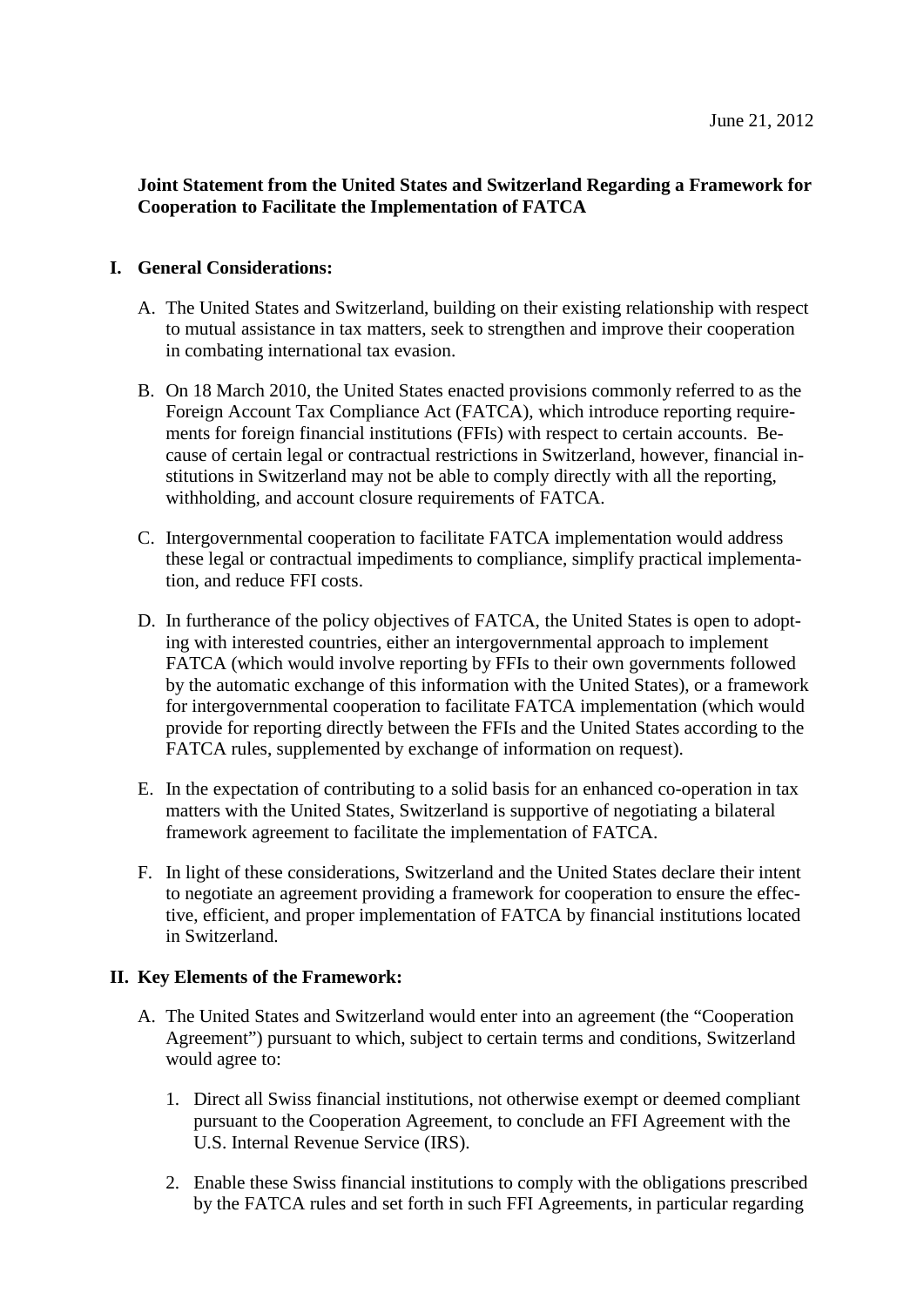June 21, 2012

**Joint Statement from the United States and Switzerland Regarding a Framework for Cooperation to Facilitate the Implementation of FATCA**

## I. General Considerations:

A. The United States and Switzerland, building on their existing relationship with respect to mutual assistance in tax matters, seek to strengthen and improve their cooperation in combating international tax evasion.

B. On 18 March 2010, the United States enacted provisions commonly referred to as the Foreign Account Tax Compliance Act (FATCA), which introduce reporting requirements for foreign financial institutions (FFIs) with respect to certain accounts. Because of certain legal or contractual restrictions in Switzerland, however, financial institutions in Switzerland may not be able to comply directly with all the reporting, withholding, and account closure requirements of FATCA.

C. Intergovernmental cooperation to facilitate FATCA implementation would address these legal or contractual impediments to compliance, simplify practical implementation, and reduce FFI costs.

D. In furtherance of the policy objectives of FATCA, the United States is open to adopting with interested countries, either an intergovernmental approach to implement FATCA (which would involve reporting by FFIs to their own governments followed by the automatic exchange of this information with the United States), or a framework for intergovernmental cooperation to facilitate FATCA implementation (which would provide for reporting directly between the FFIs and the United States according to the FATCA rules, supplemented by exchange of information on request).

E. In the expectation of contributing to a solid basis for an enhanced co-operation in tax matters with the United States, Switzerland is supportive of negotiating a bilateral framework agreement to facilitate the implementation of FATCA.

F. In light of these considerations, Switzerland and the United States declare their intent to negotiate an agreement providing a framework for cooperation to ensure the effective, efficient, and proper implementation of FATCA by financial institutions located in Switzerland.

## II. Key Elements of the Framework:

A. The United States and Switzerland would enter into an agreement (the "Cooperation Agreement") pursuant to which, subject to certain terms and conditions, Switzerland would agree to:

1. Direct all Swiss financial institutions, not otherwise exempt or deemed compliant pursuant to the Cooperation Agreement, to conclude an FFI Agreement with the U.S. Internal Revenue Service (IRS).

2. Enable these Swiss financial institutions to comply with the obligations prescribed by the FATCA rules and set forth in such FFI Agreements, in particular regarding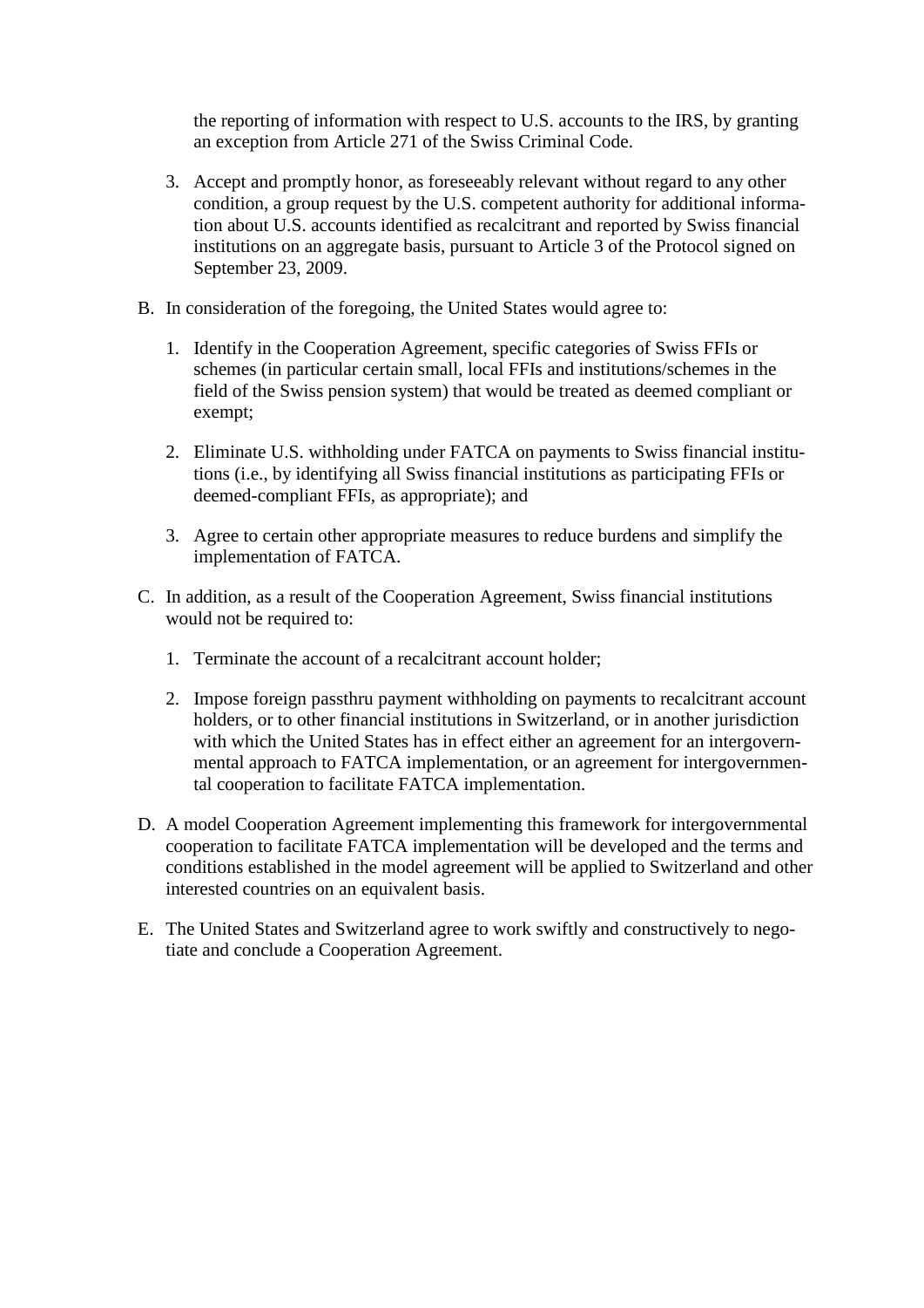the reporting of information with respect to U.S. accounts to the IRS, by granting an exception from Article 271 of the Swiss Criminal Code.

3. Accept and promptly honor, as foreseeably relevant without regard to any other condition, a group request by the U.S. competent authority for additional information about U.S. accounts identified as recalcitrant and reported by Swiss financial institutions on an aggregate basis, pursuant to Article 3 of the Protocol signed on September 23, 2009.

B. In consideration of the foregoing, the United States would agree to:

   1. Identify in the Cooperation Agreement, specific categories of Swiss FFIs or schemes (in particular certain small, local FFIs and institutions/schemes in the field of the Swiss pension system) that would be treated as deemed compliant or exempt;

   2. Eliminate U.S. withholding under FATCA on payments to Swiss financial institutions (i.e., by identifying all Swiss financial institutions as participating FFIs or deemed-compliant FFIs, as appropriate); and

   3. Agree to certain other appropriate measures to reduce burdens and simplify the implementation of FATCA.

C. In addition, as a result of the Cooperation Agreement, Swiss financial institutions would not be required to:

   1. Terminate the account of a recalcitrant account holder;

   2. Impose foreign passthru payment withholding on payments to recalcitrant account holders, or to other financial institutions in Switzerland, or in another jurisdiction with which the United States has in effect either an agreement for an intergovernmental approach to FATCA implementation, or an agreement for intergovernmental cooperation to facilitate FATCA implementation.

D. A model Cooperation Agreement implementing this framework for intergovernmental cooperation to facilitate FATCA implementation will be developed and the terms and conditions established in the model agreement will be applied to Switzerland and other interested countries on an equivalent basis.

E. The United States and Switzerland agree to work swiftly and constructively to negotiate and conclude a Cooperation Agreement.